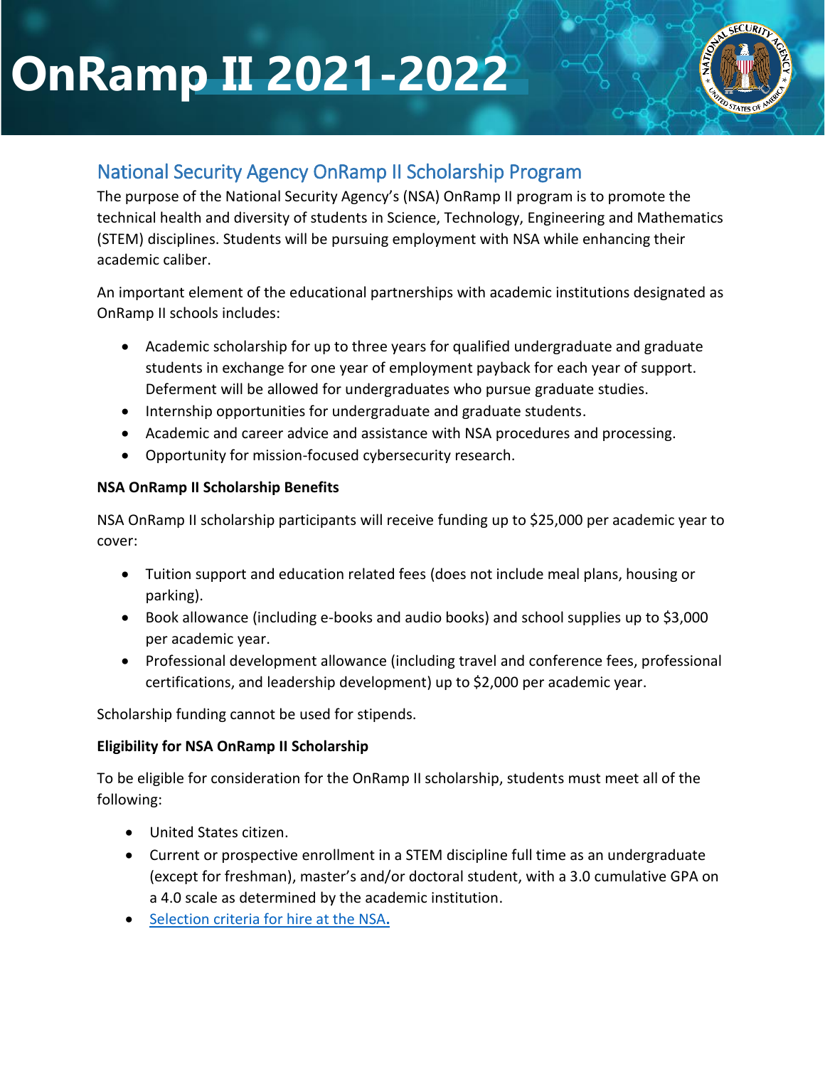# OnRamp II 2021-2022

## National Security Agency OnRamp II Scholarship Program

The purpose of the National Security Agency's (NSA) OnRamp II program is to promote the technical health and diversity of students in Science, Technology, Engineering and Mathematics (STEM) disciplines. Students will be pursuing employment with NSA while enhancing their academic caliber.

An important element of the educational partnerships with academic institutions designated as OnRamp II schools includes:

- Academic scholarship for up to three years for qualified undergraduate and graduate students in exchange for one year of employment payback for each year of support. Deferment will be allowed for undergraduates who pursue graduate studies.
- Internship opportunities for undergraduate and graduate students.
- Academic and career advice and assistance with NSA procedures and processing.
- Opportunity for mission-focused cybersecurity research.

**NSA OnRamp II Scholarship Benefits**

NSA OnRamp II scholarship participants will receive funding up to $25,000 per academic year to cover:

- Tuition support and education related fees (does not include meal plans, housing or parking).
- Book allowance (including e-books and audio books) and school supplies up to $3,000 per academic year.
- Professional development allowance (including travel and conference fees, professional certifications, and leadership development) up to $2,000 per academic year.

Scholarship funding cannot be used for stipends.

**Eligibility for NSA OnRamp II Scholarship**

To be eligible for consideration for the OnRamp II scholarship, students must meet all of the following:

- United States citizen.
- Current or prospective enrollment in a STEM discipline full time as an undergraduate (except for freshman), master's and/or doctoral student, with a 3.0 cumulative GPA on a 4.0 scale as determined by the academic institution.
- Selection criteria for hire at the NSA.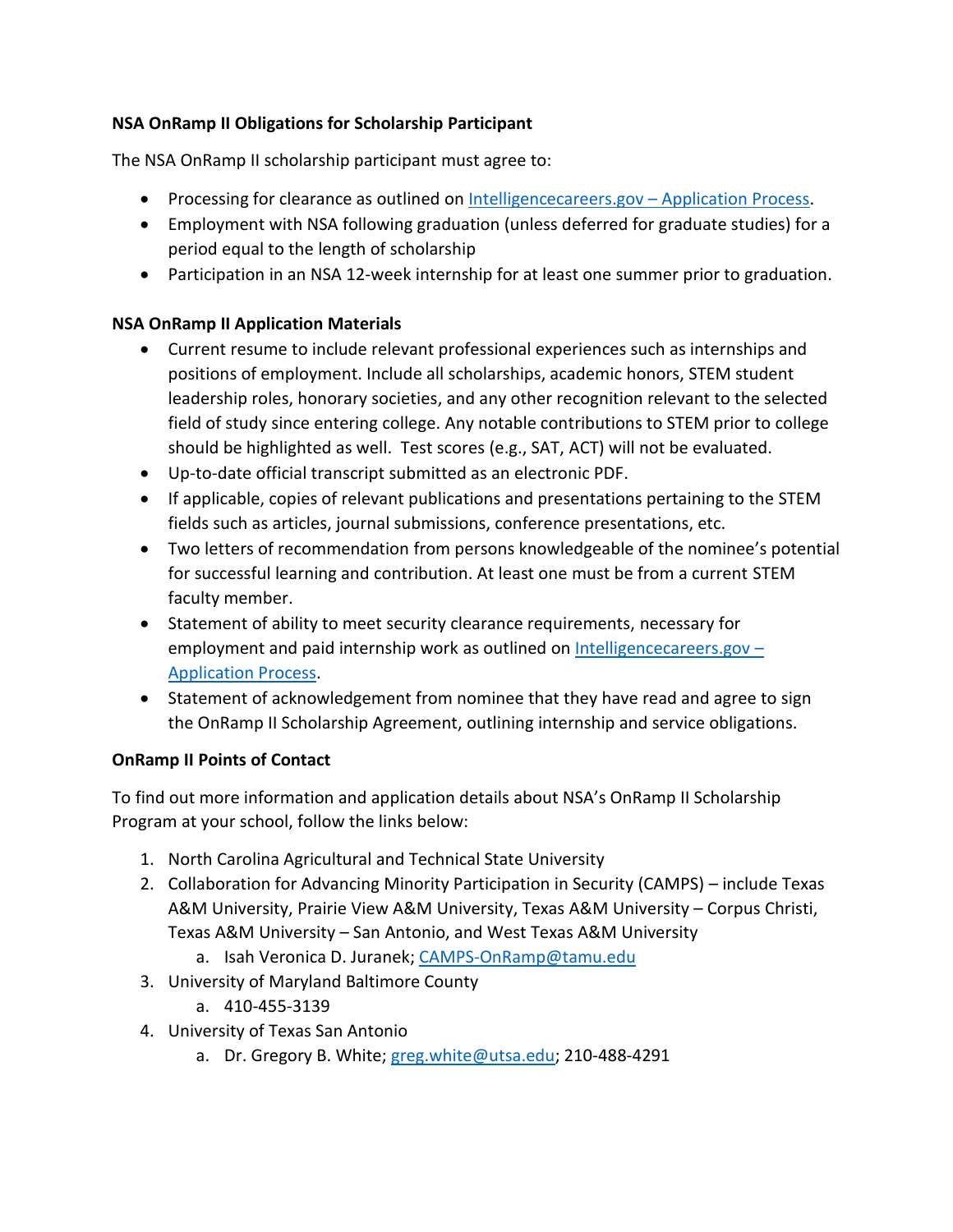**NSA OnRamp II Obligations for Scholarship Participant**

The NSA OnRamp II scholarship participant must agree to:

- Processing for clearance as outlined on [Intelligencecareers.gov – Application Process](#).
- Employment with NSA following graduation (unless deferred for graduate studies) for a period equal to the length of scholarship
- Participation in an NSA 12-week internship for at least one summer prior to graduation.

**NSA OnRamp II Application Materials**

- Current resume to include relevant professional experiences such as internships and positions of employment. Include all scholarships, academic honors, STEM student leadership roles, honorary societies, and any other recognition relevant to the selected field of study since entering college. Any notable contributions to STEM prior to college should be highlighted as well. Test scores (e.g., SAT, ACT) will not be evaluated.
- Up-to-date official transcript submitted as an electronic PDF.
- If applicable, copies of relevant publications and presentations pertaining to the STEM fields such as articles, journal submissions, conference presentations, etc.
- Two letters of recommendation from persons knowledgeable of the nominee's potential for successful learning and contribution. At least one must be from a current STEM faculty member.
- Statement of ability to meet security clearance requirements, necessary for employment and paid internship work as outlined on [Intelligencecareers.gov – Application Process](#).
- Statement of acknowledgement from nominee that they have read and agree to sign the OnRamp II Scholarship Agreement, outlining internship and service obligations.

**OnRamp II Points of Contact**

To find out more information and application details about NSA's OnRamp II Scholarship Program at your school, follow the links below:

1. North Carolina Agricultural and Technical State University
2. Collaboration for Advancing Minority Participation in Security (CAMPS) – include Texas A&M University, Prairie View A&M University, Texas A&M University – Corpus Christi, Texas A&M University – San Antonio, and West Texas A&M University
   a. Isah Veronica D. Juranek; CAMPS-OnRamp@tamu.edu
3. University of Maryland Baltimore County
   a. 410-455-3139
4. University of Texas San Antonio
   a. Dr. Gregory B. White; greg.white@utsa.edu; 210-488-4291